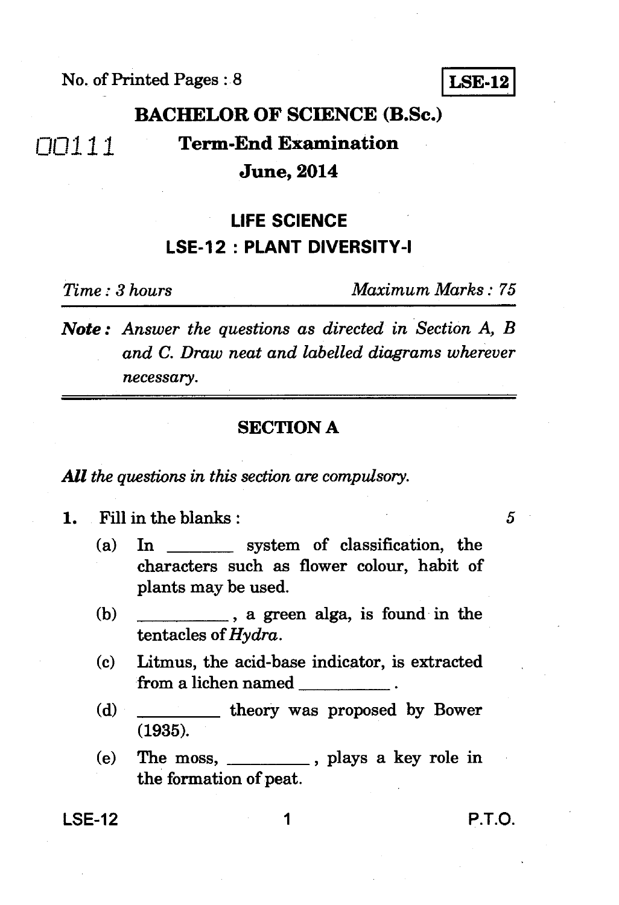No. of Printed Pages : 8

**LSE-12**

# BACHELOR OF SCIENCE (B.Sc.)

00111

## Term-End Examination

## June, 2014

## LIFE SCIENCE

## LSE-12 : PLANT DIVERSITY-I

*Time : 3 hours* *Maximum Marks : 75*

***Note :*** *Answer the questions as directed in Section A, B and C. Draw neat and labelled diagrams wherever necessary.*

---

### SECTION A

***All*** *the questions in this section are compulsory.*

**1.** Fill in the blanks : 5

(a) In ________ system of classification, the characters such as flower colour, habit of plants may be used.

(b) __________, a green alga, is found in the tentacles of *Hydra*.

(c) Litmus, the acid-base indicator, is extracted from a lichen named __________ .

(d) _________ theory was proposed by Bower (1935).

(e) The moss, _________ , plays a key role in the formation of peat.

P.T.O.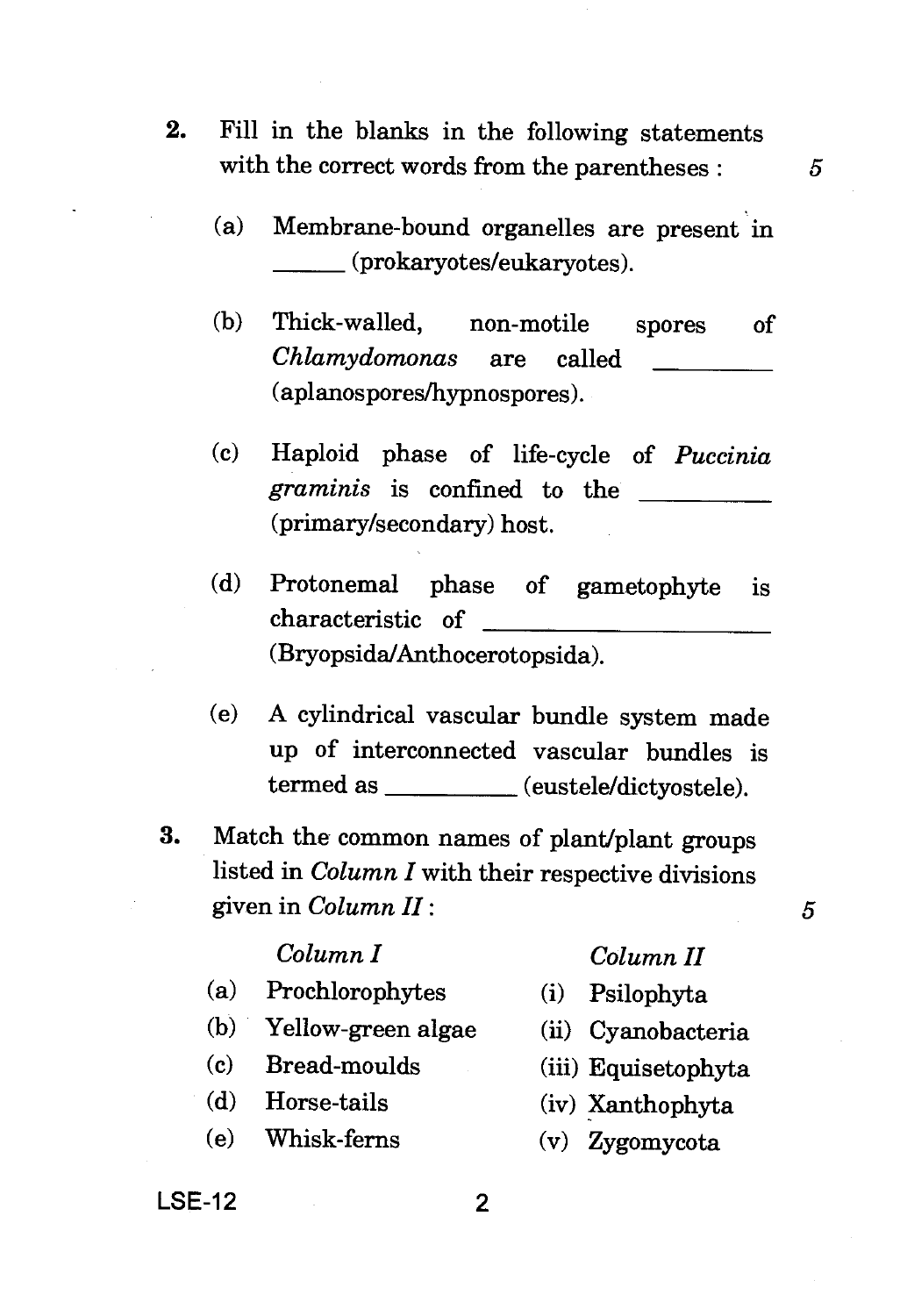2. Fill in the blanks in the following statements with the correct words from the parentheses : 5

   (a) Membrane-bound organelles are present in ______ (prokaryotes/eukaryotes).

   (b) Thick-walled, non-motile spores of *Chlamydomonas* are called ________ (aplanospores/hypnospores).

   (c) Haploid phase of life-cycle of *Puccinia graminis* is confined to the ________ (primary/secondary) host.

   (d) Protonemal phase of gametophyte is characteristic of ________________ (Bryopsida/Anthocerotopsida).

   (e) A cylindrical vascular bundle system made up of interconnected vascular bundles is termed as ________ (eustele/dictyostele).

3. Match the common names of plant/plant groups listed in *Column I* with their respective divisions given in *Column II* : 5

| *Column I* | *Column II* |
|---|---|
| (a) Prochlorophytes | (i) Psilophyta |
| (b) Yellow-green algae | (ii) Cyanobacteria |
| (c) Bread-moulds | (iii) Equisetophyta |
| (d) Horse-tails | (iv) Xanthophyta |
| (e) Whisk-ferns | (v) Zygomycota |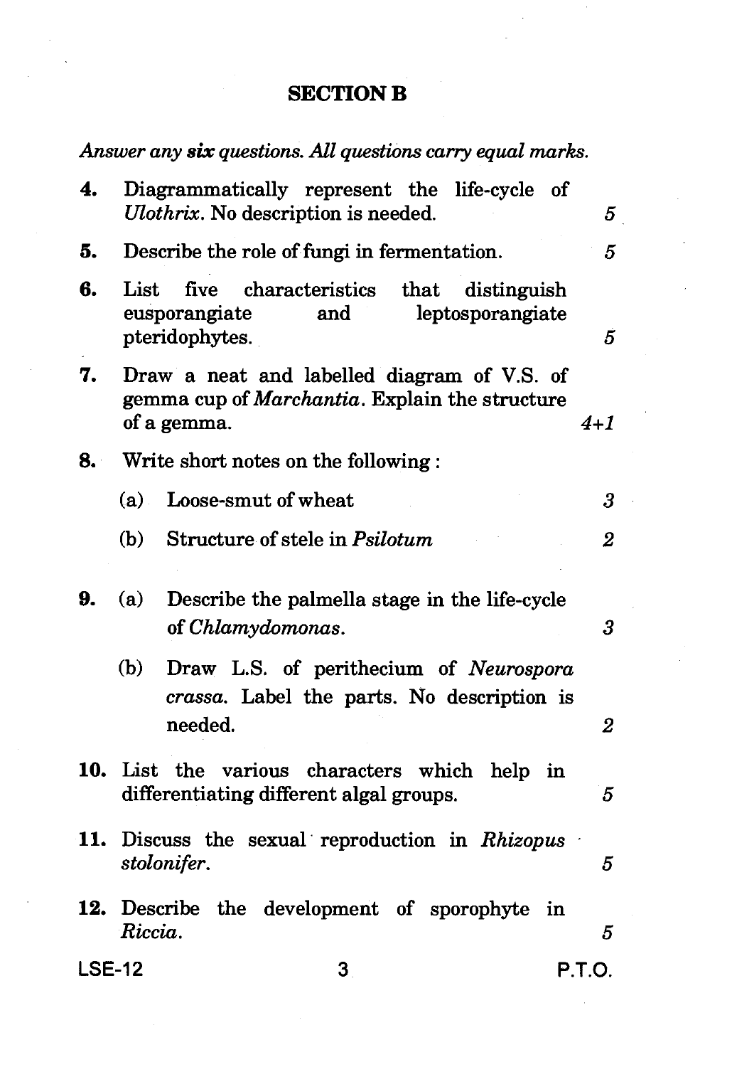## SECTION B

*Answer any **six** questions. All questions carry equal marks.*

**4.** Diagrammatically represent the life-cycle of *Ulothrix*. No description is needed. 5

**5.** Describe the role of fungi in fermentation. 5

**6.** List five characteristics that distinguish eusporangiate and leptosporangiate pteridophytes. 5

**7.** Draw a neat and labelled diagram of V.S. of gemma cup of *Marchantia*. Explain the structure of a gemma. 4+1

**8.** Write short notes on the following :

(a) Loose-smut of wheat 3

(b) Structure of stele in *Psilotum* 2

**9.** (a) Describe the palmella stage in the life-cycle of *Chlamydomonas*. 3

(b) Draw L.S. of perithecium of *Neurospora crassa*. Label the parts. No description is needed. 2

**10.** List the various characters which help in differentiating different algal groups. 5

**11.** Discuss the sexual reproduction in *Rhizopus stolonifer*. 5

**12.** Describe the development of sporophyte in *Riccia*. 5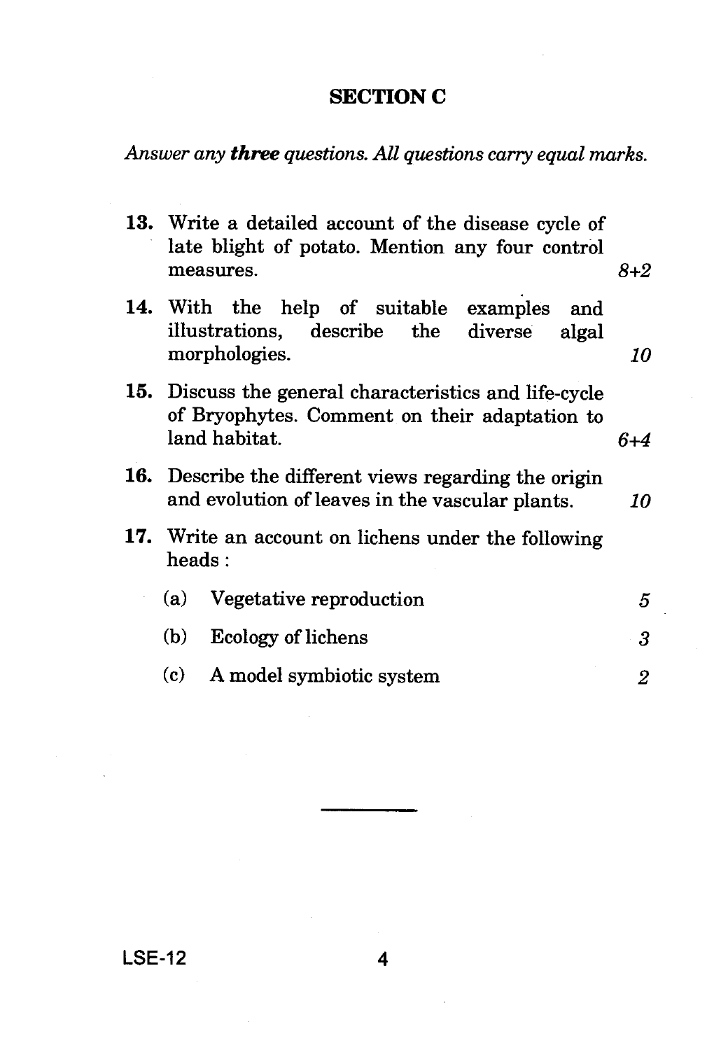## SECTION C

*Answer any **three** questions. All questions carry equal marks.*

**13.** Write a detailed account of the disease cycle of late blight of potato. Mention any four control measures. *8+2*

**14.** With the help of suitable examples and illustrations, describe the diverse algal morphologies. *10*

**15.** Discuss the general characteristics and life-cycle of Bryophytes. Comment on their adaptation to land habitat. *6+4*

**16.** Describe the different views regarding the origin and evolution of leaves in the vascular plants. *10*

**17.** Write an account on lichens under the following heads :

(a) Vegetative reproduction *5*

(b) Ecology of lichens *3*

(c) A model symbiotic system *2*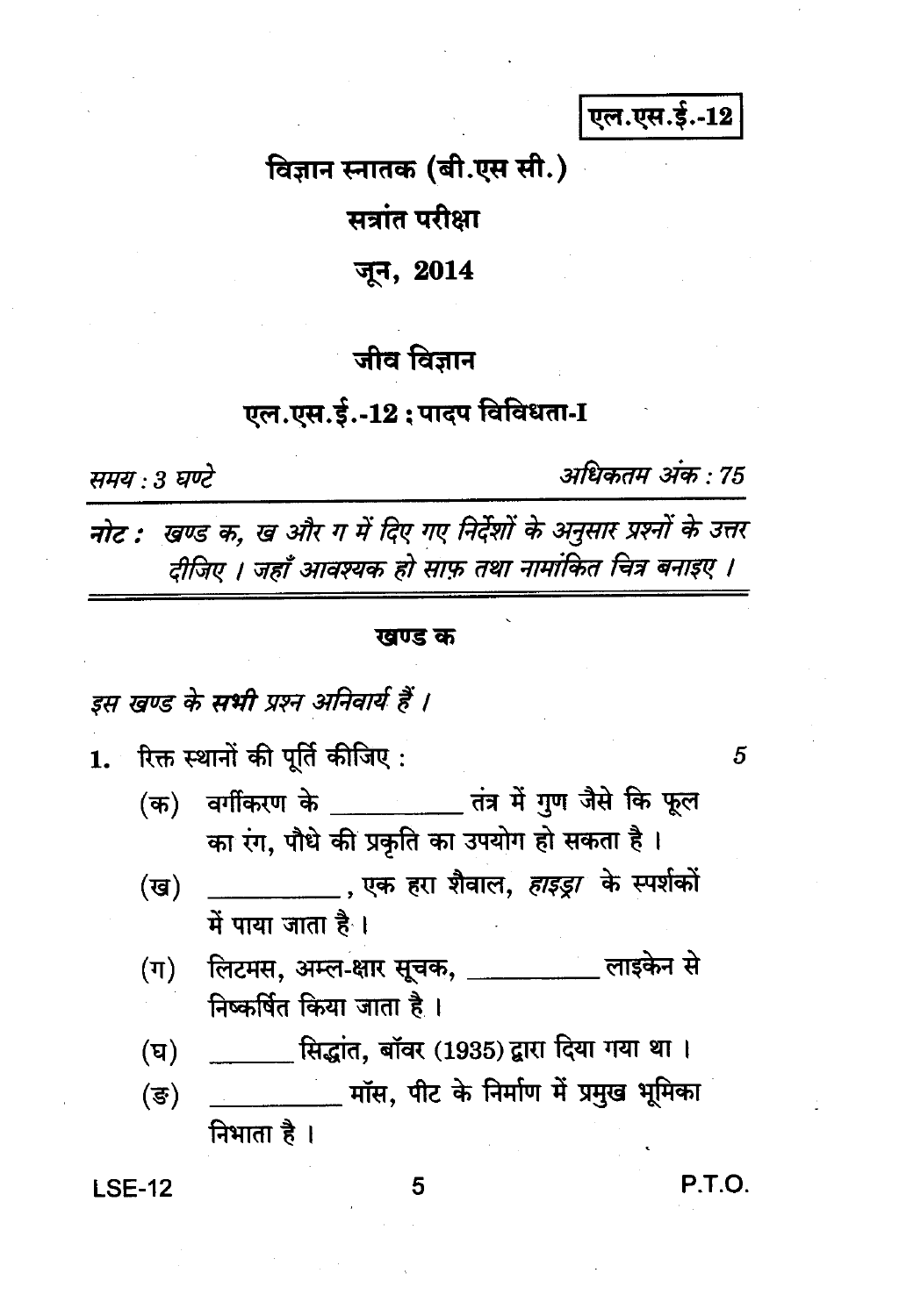एल.एस.ई.-12

# विज्ञान स्नातक (बी.एस सी.)

## सत्रांत परीक्षा

## जून, 2014

## जीव विज्ञान

## एल.एस.ई.-12 : पादप विविधता-I

*समय : 3 घण्टे* *अधिकतम अंक : 75*

***नोट :** खण्ड क, ख और ग में दिए गए निर्देशों के अनुसार प्रश्नों के उत्तर दीजिए । जहाँ आवश्यक हो साफ़ तथा नामांकित चित्र बनाइए ।*

### खण्ड क

*इस खण्ड के **सभी** प्रश्न अनिवार्य हैं ।*

1. रिक्त स्थानों की पूर्ति कीजिए : 5

   (क) वर्गीकरण के __________ तंत्र में गुण जैसे कि फूल का रंग, पौधे की प्रकृति का उपयोग हो सकता है ।

   (ख) __________, एक हरा शैवाल, *हाइड्रा* के स्पर्शकों में पाया जाता है ।

   (ग) लिटमस, अम्ल-क्षार सूचक, __________ लाइकेन से निष्कर्षित किया जाता है ।

   (घ) _______ सिद्धांत, बॉवर (1935) द्वारा दिया गया था ।

   (ङ) __________ मॉस, पीट के निर्माण में प्रमुख भूमिका निभाता है ।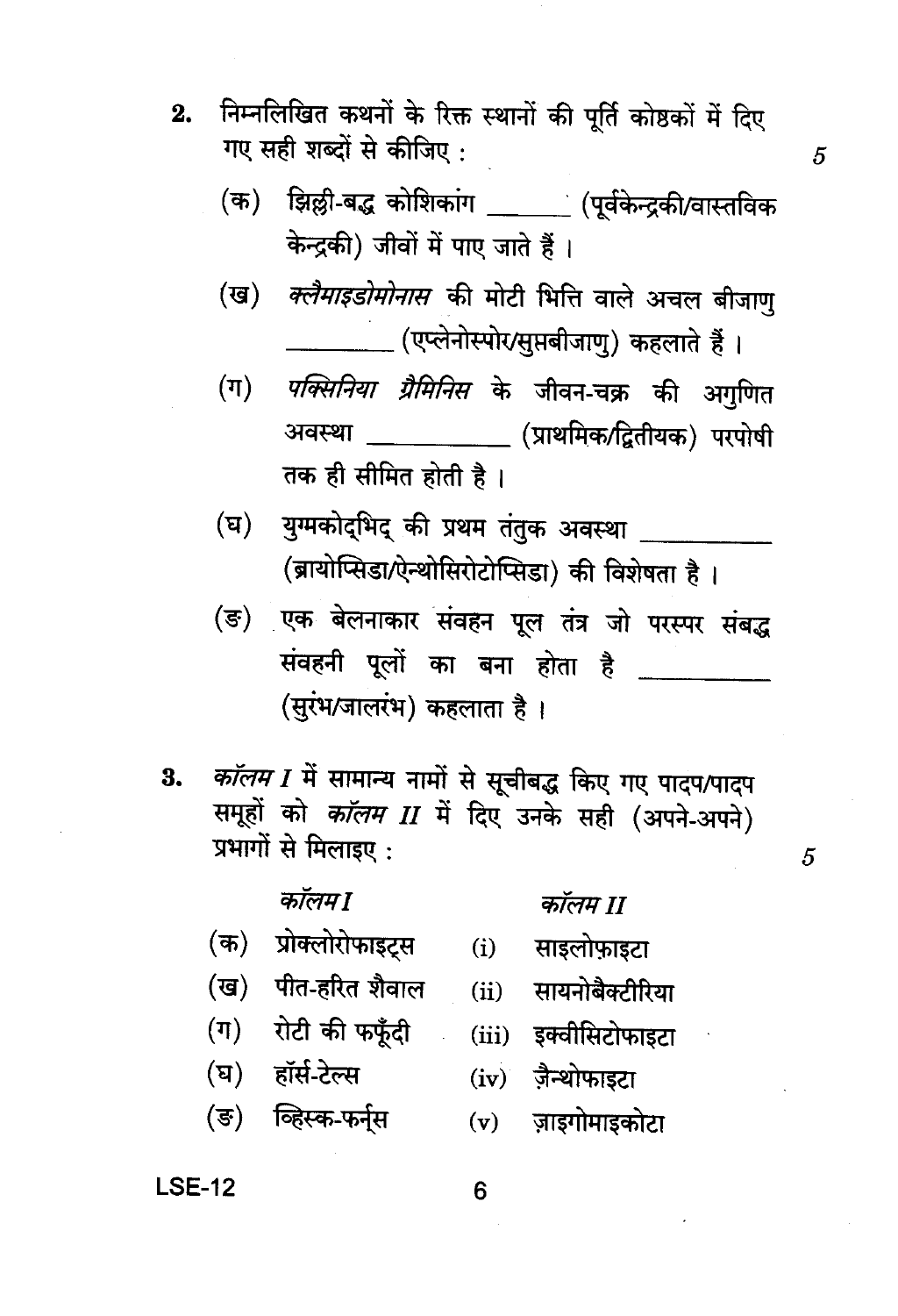2. निम्नलिखित कथनों के रिक्त स्थानों की पूर्ति कोष्ठकों में दिए गए सही शब्दों से कीजिए : 5

(क) झिल्ली-बद्ध कोशिकांग _______ (पूर्वकेन्द्रकी/वास्तविक केन्द्रकी) जीवों में पाए जाते हैं ।

(ख) *क्लैमाइडोमोनास* की मोटी भित्ति वाले अचल बीजाणु _________ (एप्लेनोस्पोर/सुप्तबीजाणु) कहलाते हैं ।

(ग) *पक्सिनिया ग्रैमिनिस* के जीवन-चक्र की अगुणित अवस्था ___________ (प्राथमिक/द्वितीयक) परपोषी तक ही सीमित होती है ।

(घ) युग्मकोद्भिद् की प्रथम तंतुक अवस्था __________ (ब्रायोप्सिडा/ऐन्थोसिरोटोप्सिडा) की विशेषता है ।

(ङ) एक बेलनाकार संवहन पूल तंत्र जो परस्पर संबद्ध संवहनी पूलों का बना होता है __________ (सुरंभ/जालरंभ) कहलाता है ।

3. *कॉलम I* में सामान्य नामों से सूचीबद्ध किए गए पादप/पादप समूहों को *कॉलम II* में दिए उनके सही (अपने-अपने) प्रभागों से मिलाइए : 5

| *कॉलम I* | *कॉलम II* |
|---|---|
| (क) प्रोक्लोरोफाइट्स | (i) साइलोफ़ाइटा |
| (ख) पीत-हरित शैवाल | (ii) सायनोबैक्टीरिया |
| (ग) रोटी की फफूँदी | (iii) इक्वीसिटोफाइटा |
| (घ) हॉर्स-टेल्स | (iv) ज़ैन्थोफाइटा |
| (ङ) व्हिस्क-फर्न्स | (v) ज़ाइगोमाइकोटा |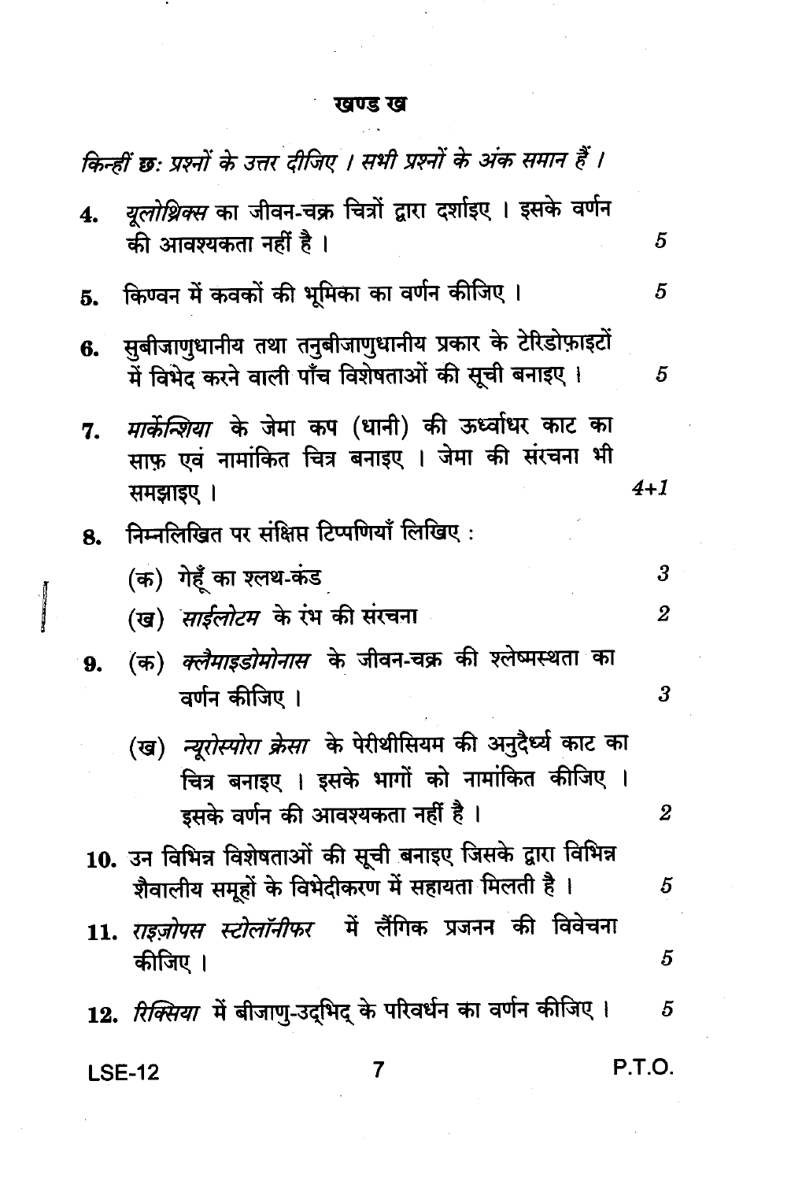## खण्ड ख

*किन्हीं छः प्रश्नों के उत्तर दीजिए । सभी प्रश्नों के अंक समान हैं ।*

4. *यूलोथ्रिक्स* का जीवन-चक्र चित्रों द्वारा दर्शाइए । इसके वर्णन की आवश्यकता नहीं है । 5

5. किण्वन में कवकों की भूमिका का वर्णन कीजिए । 5

6. सुबीजाणुधानीय तथा तनुबीजाणुधानीय प्रकार के टेरिडोफ़ाइटों में विभेद करने वाली पाँच विशेषताओं की सूची बनाइए । 5

7. *मार्केन्शिया* के जेमा कप (धानी) की ऊर्ध्वाधर काट का साफ़ एवं नामांकित चित्र बनाइए । जेमा की संरचना भी समझाइए । 4+1

8. निम्नलिखित पर संक्षिप्त टिप्पणियाँ लिखिए :

   (क) गेहूँ का श्लथ-कंड 3

   (ख) *साईलोटम* के रंभ की संरचना 2

9. (क) *क्लैमाइडोमोनास* के जीवन-चक्र की श्लेष्मस्थता का वर्णन कीजिए । 3

   (ख) *न्यूरोस्पोरा क्रेसा* के पेरीथीसियम की अनुदैर्ध्य काट का चित्र बनाइए । इसके भागों को नामांकित कीजिए । इसके वर्णन की आवश्यकता नहीं है । 2

10. उन विभिन्न विशेषताओं की सूची बनाइए जिसके द्वारा विभिन्न शैवालीय समूहों के विभेदीकरण में सहायता मिलती है । 5

11. *राइज़ोपस स्टोलॉनीफर* में लैंगिक प्रजनन की विवेचना कीजिए । 5

12. *रिक्सिया* में बीजाणु-उद्भिद् के परिवर्धन का वर्णन कीजिए । 5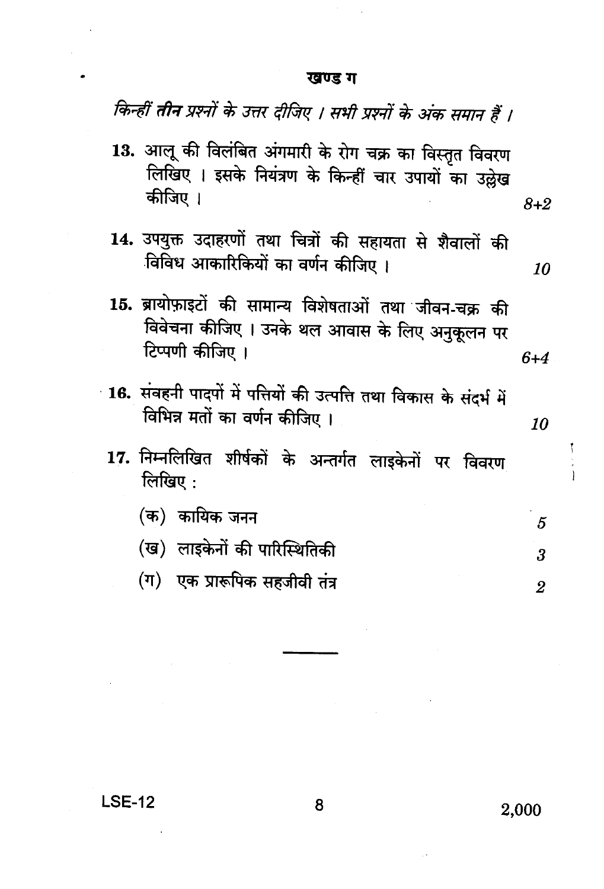## खण्ड ग

*किन्हीं **तीन** प्रश्नों के उत्तर दीजिए । सभी प्रश्नों के अंक समान हैं ।*

**13.** आलू की विलंबित अंगमारी के रोग चक्र का विस्तृत विवरण लिखिए । इसके नियंत्रण के किन्हीं चार उपायों का उल्लेख कीजिए । *8+2*

**14.** उपयुक्त उदाहरणों तथा चित्रों की सहायता से शैवालों की विविध आकारिकियों का वर्णन कीजिए । *10*

**15.** ब्रायोफ़ाइटों की सामान्य विशेषताओं तथा जीवन-चक्र की विवेचना कीजिए । उनके थल आवास के लिए अनुकूलन पर टिप्पणी कीजिए । *6+4*

**16.** संवहनी पादपों में पत्तियों की उत्पत्ति तथा विकास के संदर्भ में विभिन्न मतों का वर्णन कीजिए । *10*

**17.** निम्नलिखित शीर्षकों के अन्तर्गत लाइकेनों पर विवरण लिखिए :

(क) कायिक जनन *5*

(ख) लाइकेनों की पारिस्थितिकी *3*

(ग) एक प्रारूपिक सहजीवी तंत्र *2*

---

LSE-12

2,000